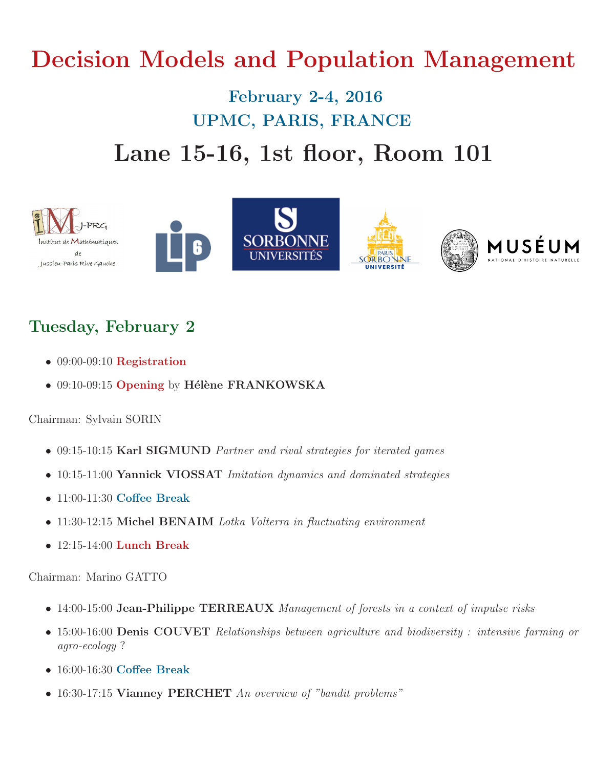# Decision Models and Population Management

### February 2-4, 2016

### UPMC, PARIS, FRANCE

## Lane 15-16, 1st floor, Room 101

## Tuesday, February 2

- 09:00-09:10 **Registration**
- 09:10-09:15 **Opening** by **Hélène FRANKOWSKA**

Chairman: Sylvain SORIN

- 09:15-10:15 **Karl SIGMUND** *Partner and rival strategies for iterated games*
- 10:15-11:00 **Yannick VIOSSAT** *Imitation dynamics and dominated strategies*
- 11:00-11:30 **Coffee Break**
- 11:30-12:15 **Michel BENAIM** *Lotka Volterra in fluctuating environment*
- 12:15-14:00 **Lunch Break**

Chairman: Marino GATTO

- 14:00-15:00 **Jean-Philippe TERREAUX** *Management of forests in a context of impulse risks*
- 15:00-16:00 **Denis COUVET** *Relationships between agriculture and biodiversity : intensive farming or agro-ecology ?*
- 16:00-16:30 **Coffee Break**
- 16:30-17:15 **Vianney PERCHET** *An overview of "bandit problems"*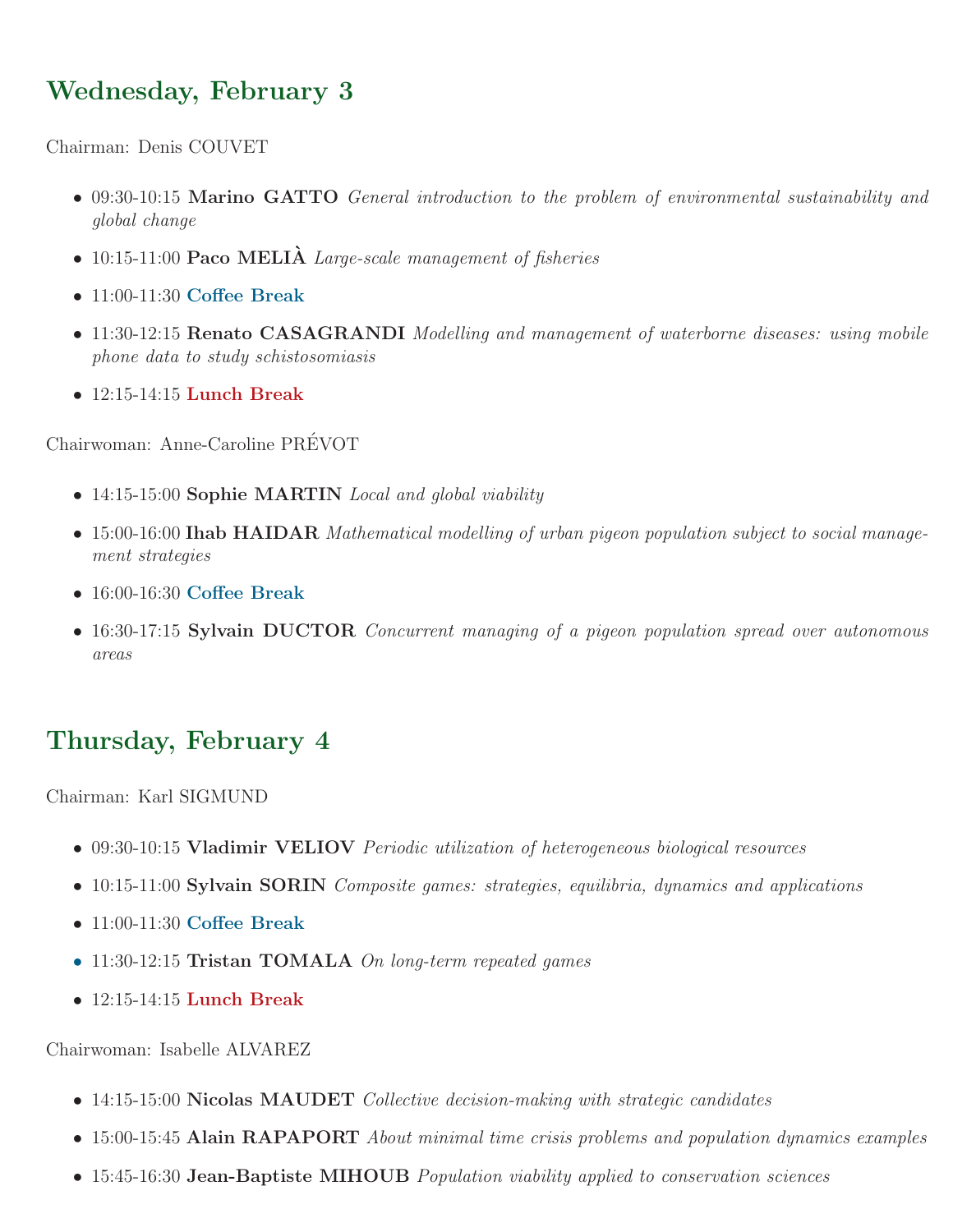## Wednesday, February 3

Chairman: Denis COUVET

- 09:30-10:15 **Marino GATTO** *General introduction to the problem of environmental sustainability and global change*
- 10:15-11:00 **Paco MELIÀ** *Large-scale management of fisheries*
- 11:00-11:30 **Coffee Break**
- 11:30-12:15 **Renato CASAGRANDI** *Modelling and management of waterborne diseases: using mobile phone data to study schistosomiasis*
- 12:15-14:15 **Lunch Break**

Chairwoman: Anne-Caroline PRÉVOT

- 14:15-15:00 **Sophie MARTIN** *Local and global viability*
- 15:00-16:00 **Ihab HAIDAR** *Mathematical modelling of urban pigeon population subject to social management strategies*
- 16:00-16:30 **Coffee Break**
- 16:30-17:15 **Sylvain DUCTOR** *Concurrent managing of a pigeon population spread over autonomous areas*

## Thursday, February 4

Chairman: Karl SIGMUND

- 09:30-10:15 **Vladimir VELIOV** *Periodic utilization of heterogeneous biological resources*
- 10:15-11:00 **Sylvain SORIN** *Composite games: strategies, equilibria, dynamics and applications*
- 11:00-11:30 **Coffee Break**
- 11:30-12:15 **Tristan TOMALA** *On long-term repeated games*
- 12:15-14:15 **Lunch Break**

Chairwoman: Isabelle ALVAREZ

- 14:15-15:00 **Nicolas MAUDET** *Collective decision-making with strategic candidates*
- 15:00-15:45 **Alain RAPAPORT** *About minimal time crisis problems and population dynamics examples*
- 15:45-16:30 **Jean-Baptiste MIHOUB** *Population viability applied to conservation sciences*